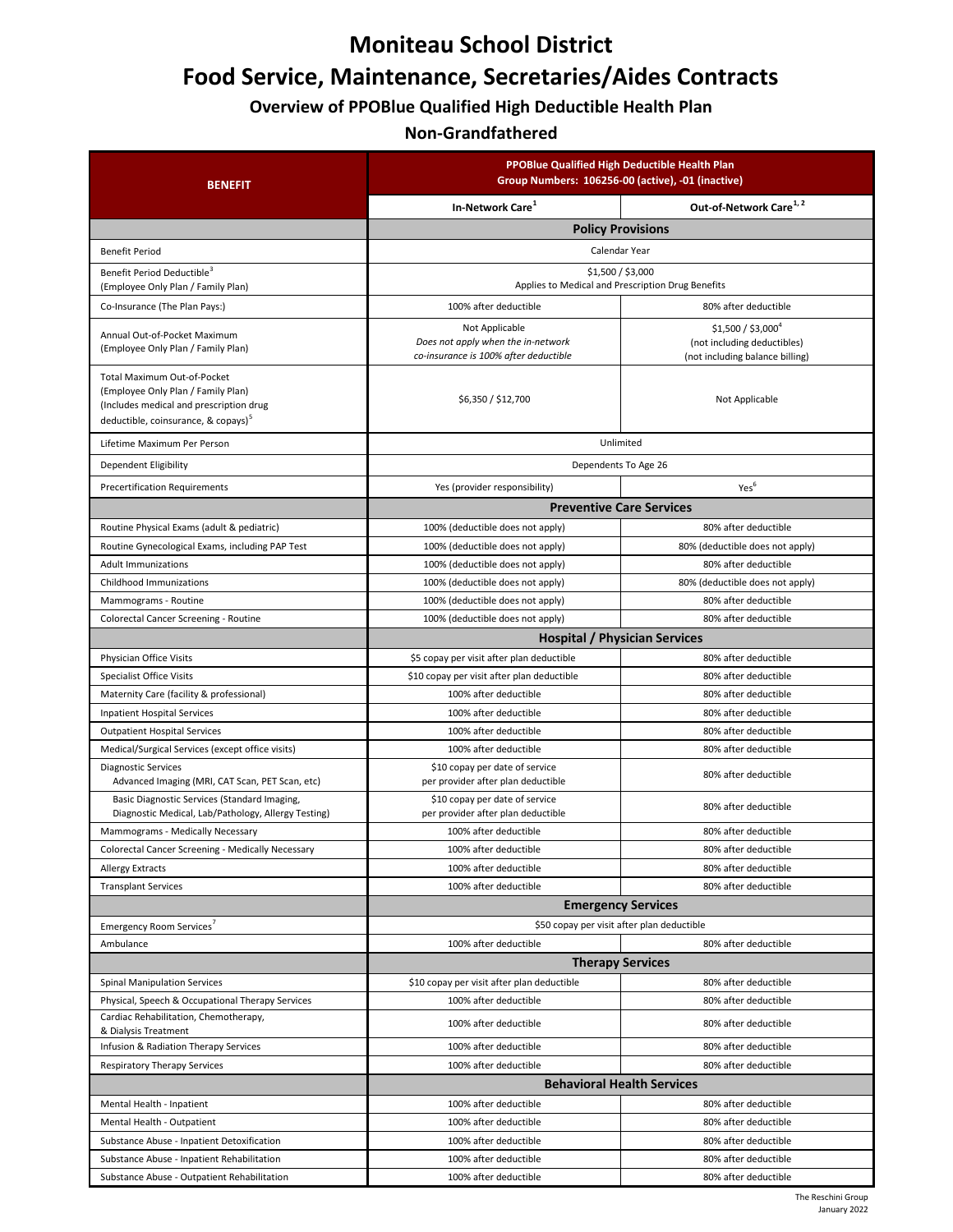# Moniteau School District

# Food Service, Maintenance, Secretaries/Aides Contracts

## Overview of PPOBlue Qualified High Deductible Health Plan

## Non-Grandfathered

| BENEFIT | PPOBlue Qualified High Deductible Health Plan Group Numbers: 106256-00 (active), -01 (inactive) | |
|---|---|---|
| | In-Network Care[1] | Out-of-Network Care[1, 2] |
| | **Policy Provisions** | |
| Benefit Period | Calendar Year | |
| Benefit Period Deductible[3] (Employee Only Plan / Family Plan) | $1,500 / $3,000 Applies to Medical and Prescription Drug Benefits | |
| Co-Insurance (The Plan Pays:) | 100% after deductible | 80% after deductible |
| Annual Out-of-Pocket Maximum (Employee Only Plan / Family Plan) | Not Applicable *Does not apply when the in-network co-insurance is 100% after deductible* | $1,500 / $3,000[4] (not including deductibles) (not including balance billing) |
| Total Maximum Out-of-Pocket (Employee Only Plan / Family Plan) (Includes medical and prescription drug deductible, coinsurance, & copays)[5] | $6,350 / $12,700 | Not Applicable |
| Lifetime Maximum Per Person | Unlimited | |
| Dependent Eligibility | Dependents To Age 26 | |
| Precertification Requirements | Yes (provider responsibility) | Yes[6] |
| | **Preventive Care Services** | |
| Routine Physical Exams (adult & pediatric) | 100% (deductible does not apply) | 80% after deductible |
| Routine Gynecological Exams, including PAP Test | 100% (deductible does not apply) | 80% (deductible does not apply) |
| Adult Immunizations | 100% (deductible does not apply) | 80% after deductible |
| Childhood Immunizations | 100% (deductible does not apply) | 80% (deductible does not apply) |
| Mammograms - Routine | 100% (deductible does not apply) | 80% after deductible |
| Colorectal Cancer Screening - Routine | 100% (deductible does not apply) | 80% after deductible |
| | **Hospital / Physician Services** | |
| Physician Office Visits | $5 copay per visit after plan deductible | 80% after deductible |
| Specialist Office Visits | $10 copay per visit after plan deductible | 80% after deductible |
| Maternity Care (facility & professional) | 100% after deductible | 80% after deductible |
| Inpatient Hospital Services | 100% after deductible | 80% after deductible |
| Outpatient Hospital Services | 100% after deductible | 80% after deductible |
| Medical/Surgical Services (except office visits) | 100% after deductible | 80% after deductible |
| Diagnostic Services Advanced Imaging (MRI, CAT Scan, PET Scan, etc) | $10 copay per date of service per provider after plan deductible | 80% after deductible |
| Basic Diagnostic Services (Standard Imaging, Diagnostic Medical, Lab/Pathology, Allergy Testing) | $10 copay per date of service per provider after plan deductible | 80% after deductible |
| Mammograms - Medically Necessary | 100% after deductible | 80% after deductible |
| Colorectal Cancer Screening - Medically Necessary | 100% after deductible | 80% after deductible |
| Allergy Extracts | 100% after deductible | 80% after deductible |
| Transplant Services | 100% after deductible | 80% after deductible |
| | **Emergency Services** | |
| Emergency Room Services[7] | $50 copay per visit after plan deductible | |
| Ambulance | 100% after deductible | 80% after deductible |
| | **Therapy Services** | |
| Spinal Manipulation Services | $10 copay per visit after plan deductible | 80% after deductible |
| Physical, Speech & Occupational Therapy Services | 100% after deductible | 80% after deductible |
| Cardiac Rehabilitation, Chemotherapy, & Dialysis Treatment | 100% after deductible | 80% after deductible |
| Infusion & Radiation Therapy Services | 100% after deductible | 80% after deductible |
| Respiratory Therapy Services | 100% after deductible | 80% after deductible |
| | **Behavioral Health Services** | |
| Mental Health - Inpatient | 100% after deductible | 80% after deductible |
| Mental Health - Outpatient | 100% after deductible | 80% after deductible |
| Substance Abuse - Inpatient Detoxification | 100% after deductible | 80% after deductible |
| Substance Abuse - Inpatient Rehabilitation | 100% after deductible | 80% after deductible |
| Substance Abuse - Outpatient Rehabilitation | 100% after deductible | 80% after deductible |

The Reschini Group
January 2022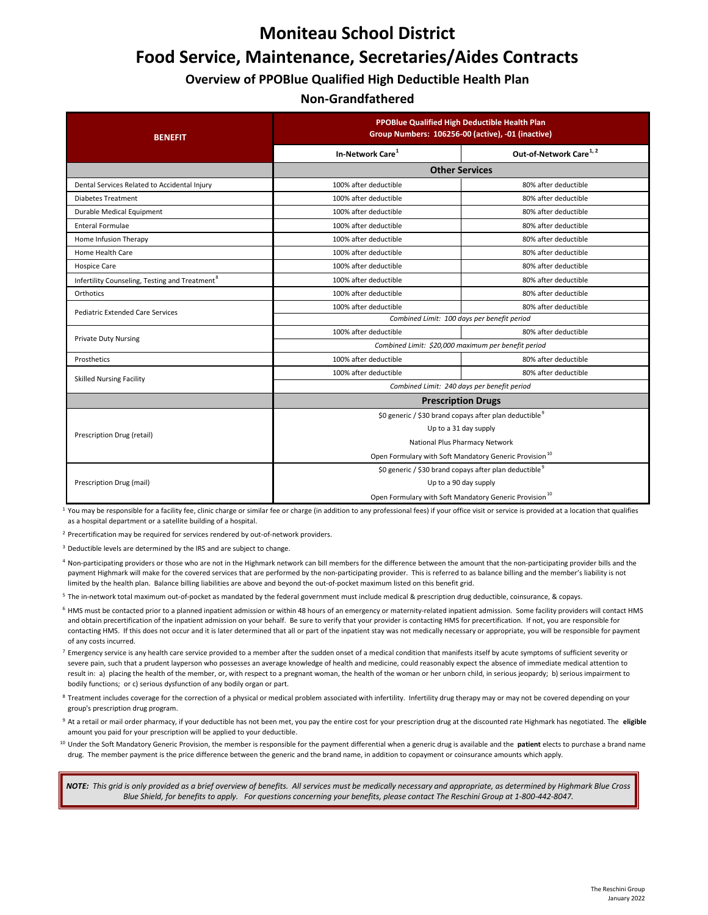# Moniteau School District

# Food Service, Maintenance, Secretaries/Aides Contracts

## Overview of PPOBlue Qualified High Deductible Health Plan

## Non-Grandfathered

| BENEFIT | PPOBlue Qualified High Deductible Health Plan Group Numbers: 106256-00 (active), -01 (inactive) | |
|---|---|---|
| | In-Network Care[1] | Out-of-Network Care[1, 2] |
| | **Other Services** | |
| Dental Services Related to Accidental Injury | 100% after deductible | 80% after deductible |
| Diabetes Treatment | 100% after deductible | 80% after deductible |
| Durable Medical Equipment | 100% after deductible | 80% after deductible |
| Enteral Formulae | 100% after deductible | 80% after deductible |
| Home Infusion Therapy | 100% after deductible | 80% after deductible |
| Home Health Care | 100% after deductible | 80% after deductible |
| Hospice Care | 100% after deductible | 80% after deductible |
| Infertility Counseling, Testing and Treatment[8] | 100% after deductible | 80% after deductible |
| Orthotics | 100% after deductible | 80% after deductible |
| Pediatric Extended Care Services | 100% after deductible | 80% after deductible |
| | *Combined Limit: 100 days per benefit period* | |
| Private Duty Nursing | 100% after deductible | 80% after deductible |
| | *Combined Limit: $20,000 maximum per benefit period* | |
| Prosthetics | 100% after deductible | 80% after deductible |
| Skilled Nursing Facility | 100% after deductible | 80% after deductible |
| | *Combined Limit: 240 days per benefit period* | |
| | **Prescription Drugs** | |
| Prescription Drug (retail) | $0 generic / $30 brand copays after plan deductible[9]<br>Up to a 31 day supply<br>National Plus Pharmacy Network<br>Open Formulary with Soft Mandatory Generic Provision[10] | |
| Prescription Drug (mail) | $0 generic / $30 brand copays after plan deductible[9]<br>Up to a 90 day supply<br>Open Formulary with Soft Mandatory Generic Provision[10] | |

[1] You may be responsible for a facility fee, clinic charge or similar fee or charge (in addition to any professional fees) if your office visit or service is provided at a location that qualifies as a hospital department or a satellite building of a hospital.

[2] Precertification may be required for services rendered by out-of-network providers.

[3] Deductible levels are determined by the IRS and are subject to change.

[4] Non-participating providers or those who are not in the Highmark network can bill members for the difference between the amount that the non-participating provider bills and the payment Highmark will make for the covered services that are performed by the non-participating provider. This is referred to as balance billing and the member's liability is not limited by the health plan. Balance billing liabilities are above and beyond the out-of-pocket maximum listed on this benefit grid.

[5] The in-network total maximum out-of-pocket as mandated by the federal government must include medical & prescription drug deductible, coinsurance, & copays.

[6] HMS must be contacted prior to a planned inpatient admission or within 48 hours of an emergency or maternity-related inpatient admission. Some facility providers will contact HMS and obtain precertification of the inpatient admission on your behalf. Be sure to verify that your provider is contacting HMS for precertification. If not, you are responsible for contacting HMS. If this does not occur and it is later determined that all or part of the inpatient stay was not medically necessary or appropriate, you will be responsible for payment of any costs incurred.

[7] Emergency service is any health care service provided to a member after the sudden onset of a medical condition that manifests itself by acute symptoms of sufficient severity or severe pain, such that a prudent layperson who possesses an average knowledge of health and medicine, could reasonably expect the absence of immediate medical attention to result in: a) placing the health of the member, or, with respect to a pregnant woman, the health of the woman or her unborn child, in serious jeopardy; b) serious impairment to bodily functions; or c) serious dysfunction of any bodily organ or part.

[8] Treatment includes coverage for the correction of a physical or medical problem associated with infertility. Infertility drug therapy may or may not be covered depending on your group's prescription drug program.

[9] At a retail or mail order pharmacy, if your deductible has not been met, you pay the entire cost for your prescription drug at the discounted rate Highmark has negotiated. The **eligible** amount you paid for your prescription will be applied to your deductible.

[10] Under the Soft Mandatory Generic Provision, the member is responsible for the payment differential when a generic drug is available and the **patient** elects to purchase a brand name drug. The member payment is the price difference between the generic and the brand name, in addition to copayment or coinsurance amounts which apply.

***NOTE:*** *This grid is only provided as a brief overview of benefits. All services must be medically necessary and appropriate, as determined by Highmark Blue Cross Blue Shield, for benefits to apply. For questions concerning your benefits, please contact The Reschini Group at 1-800-442-8047.*

The Reschini Group
January 2022